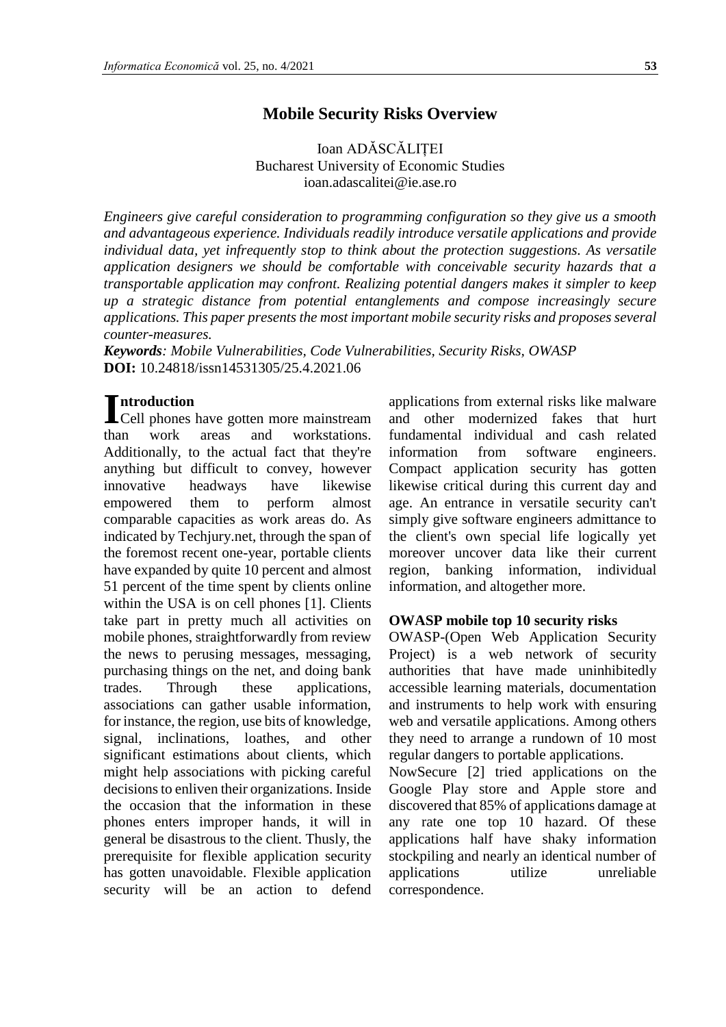# Mobile Security Risks Overview

Ioan ADĂSCĂLIȚEI
Bucharest University of Economic Studies
ioan.adascalitei@ie.ase.ro

*Engineers give careful consideration to programming configuration so they give us a smooth and advantageous experience. Individuals readily introduce versatile applications and provide individual data, yet infrequently stop to think about the protection suggestions. As versatile application designers we should be comfortable with conceivable security hazards that a transportable application may confront. Realizing potential dangers makes it simpler to keep up a strategic distance from potential entanglements and compose increasingly secure applications. This paper presents the most important mobile security risks and proposes several counter-measures.*

***Keywords**: Mobile Vulnerabilities, Code Vulnerabilities, Security Risks, OWASP*

**DOI:** 10.24818/issn14531305/25.4.2021.06

## Introduction

Cell phones have gotten more mainstream than work areas and workstations. Additionally, to the actual fact that they're anything but difficult to convey, however innovative headways have likewise empowered them to perform almost comparable capacities as work areas do. As indicated by Techjury.net, through the span of the foremost recent one-year, portable clients have expanded by quite 10 percent and almost 51 percent of the time spent by clients online within the USA is on cell phones [1]. Clients take part in pretty much all activities on mobile phones, straightforwardly from review the news to perusing messages, messaging, purchasing things on the net, and doing bank trades. Through these applications, associations can gather usable information, for instance, the region, use bits of knowledge, signal, inclinations, loathes, and other significant estimations about clients, which might help associations with picking careful decisions to enliven their organizations. Inside the occasion that the information in these phones enters improper hands, it will in general be disastrous to the client. Thusly, the prerequisite for flexible application security has gotten unavoidable. Flexible application security will be an action to defend applications from external risks like malware and other modernized fakes that hurt fundamental individual and cash related information from software engineers. Compact application security has gotten likewise critical during this current day and age. An entrance in versatile security can't simply give software engineers admittance to the client's own special life logically yet moreover uncover data like their current region, banking information, individual information, and altogether more.

## OWASP mobile top 10 security risks

OWASP-(Open Web Application Security Project) is a web network of security authorities that have made uninhibitedly accessible learning materials, documentation and instruments to help work with ensuring web and versatile applications. Among others they need to arrange a rundown of 10 most regular dangers to portable applications.

NowSecure [2] tried applications on the Google Play store and Apple store and discovered that 85% of applications damage at any rate one top 10 hazard. Of these applications half have shaky information stockpiling and nearly an identical number of applications utilize unreliable correspondence.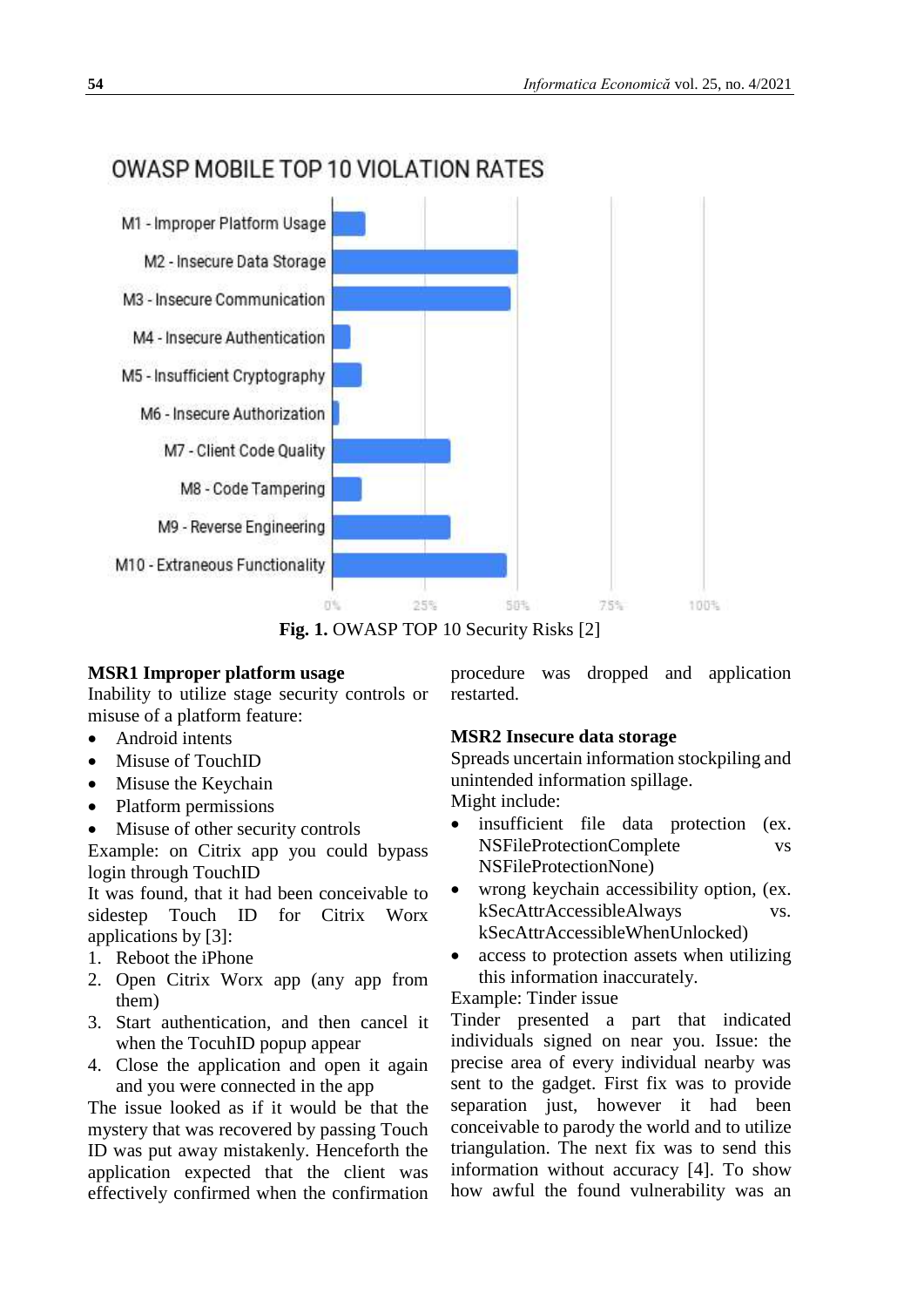OWASP MOBILE TOP 10 VIOLATION RATES

| Category |
|---|
| M1 - Improper Platform Usage |
| M2 - Insecure Data Storage |
| M3 - Insecure Communication |
| M4 - Insecure Authentication |
| M5 - Insufficient Cryptography |
| M6 - Insecure Authorization |
| M7 - Client Code Quality |
| M8 - Code Tampering |
| M9 - Reverse Engineering |
| M10 - Extraneous Functionality |

0% 25% 50% 75% 100%

**Fig. 1.** OWASP TOP 10 Security Risks [2]

**MSR1 Improper platform usage**

Inability to utilize stage security controls or misuse of a platform feature:

- Android intents
- Misuse of TouchID
- Misuse the Keychain
- Platform permissions
- Misuse of other security controls

Example: on Citrix app you could bypass login through TouchID

It was found, that it had been conceivable to sidestep Touch ID for Citrix Worx applications by [3]:

1. Reboot the iPhone
2. Open Citrix Worx app (any app from them)
3. Start authentication, and then cancel it when the TocuhID popup appear
4. Close the application and open it again and you were connected in the app

The issue looked as if it would be that the mystery that was recovered by passing Touch ID was put away mistakenly. Henceforth the application expected that the client was effectively confirmed when the confirmation procedure was dropped and application restarted.

**MSR2 Insecure data storage**

Spreads uncertain information stockpiling and unintended information spillage.

Might include:

- insufficient file data protection (ex. NSFileProtectionComplete vs NSFileProtectionNone)
- wrong keychain accessibility option, (ex. kSecAttrAccessibleAlways vs. kSecAttrAccessibleWhenUnlocked)
- access to protection assets when utilizing this information inaccurately.

Example: Tinder issue

Tinder presented a part that indicated individuals signed on near you. Issue: the precise area of every individual nearby was sent to the gadget. First fix was to provide separation just, however it had been conceivable to parody the world and to utilize triangulation. The next fix was to send this information without accuracy [4]. To show how awful the found vulnerability was an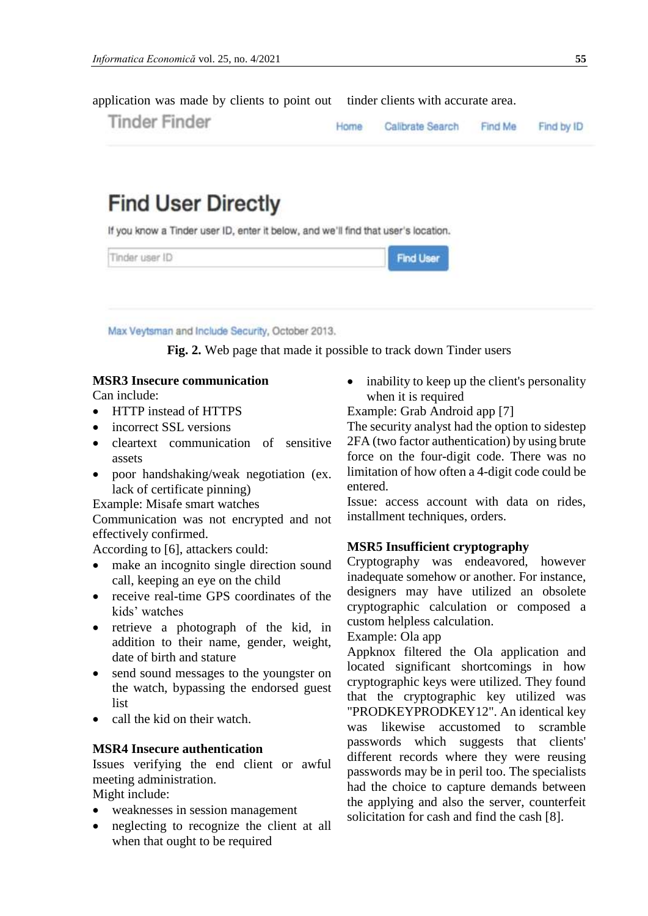application was made by clients to point out tinder clients with accurate area.

Tinder Finder

Home Calibrate Search Find Me Find by ID

Find User Directly

If you know a Tinder user ID, enter it below, and we'll find that user's location.

Tinder user ID | Find User

Max Veytsman and Include Security, October 2013.

**Fig. 2.** Web page that made it possible to track down Tinder users

**MSR3 Insecure communication**

Can include:

- HTTP instead of HTTPS
- incorrect SSL versions
- cleartext communication of sensitive assets
- poor handshaking/weak negotiation (ex. lack of certificate pinning)

Example: Misafe smart watches

Communication was not encrypted and not effectively confirmed.

According to [6], attackers could:

- make an incognito single direction sound call, keeping an eye on the child
- receive real-time GPS coordinates of the kids' watches
- retrieve a photograph of the kid, in addition to their name, gender, weight, date of birth and stature
- send sound messages to the youngster on the watch, bypassing the endorsed guest list
- call the kid on their watch.

**MSR4 Insecure authentication**

Issues verifying the end client or awful meeting administration.

Might include:

- weaknesses in session management
- neglecting to recognize the client at all when that ought to be required
- inability to keep up the client's personality when it is required

Example: Grab Android app [7]

The security analyst had the option to sidestep 2FA (two factor authentication) by using brute force on the four-digit code. There was no limitation of how often a 4-digit code could be entered.

Issue: access account with data on rides, installment techniques, orders.

**MSR5 Insufficient cryptography**

Cryptography was endeavored, however inadequate somehow or another. For instance, designers may have utilized an obsolete cryptographic calculation or composed a custom helpless calculation.

Example: Ola app

Appknox filtered the Ola application and located significant shortcomings in how cryptographic keys were utilized. They found that the cryptographic key utilized was "PRODKEYPRODKEY12". An identical key was likewise accustomed to scramble passwords which suggests that clients' different records where they were reusing passwords may be in peril too. The specialists had the choice to capture demands between the applying and also the server, counterfeit solicitation for cash and find the cash [8].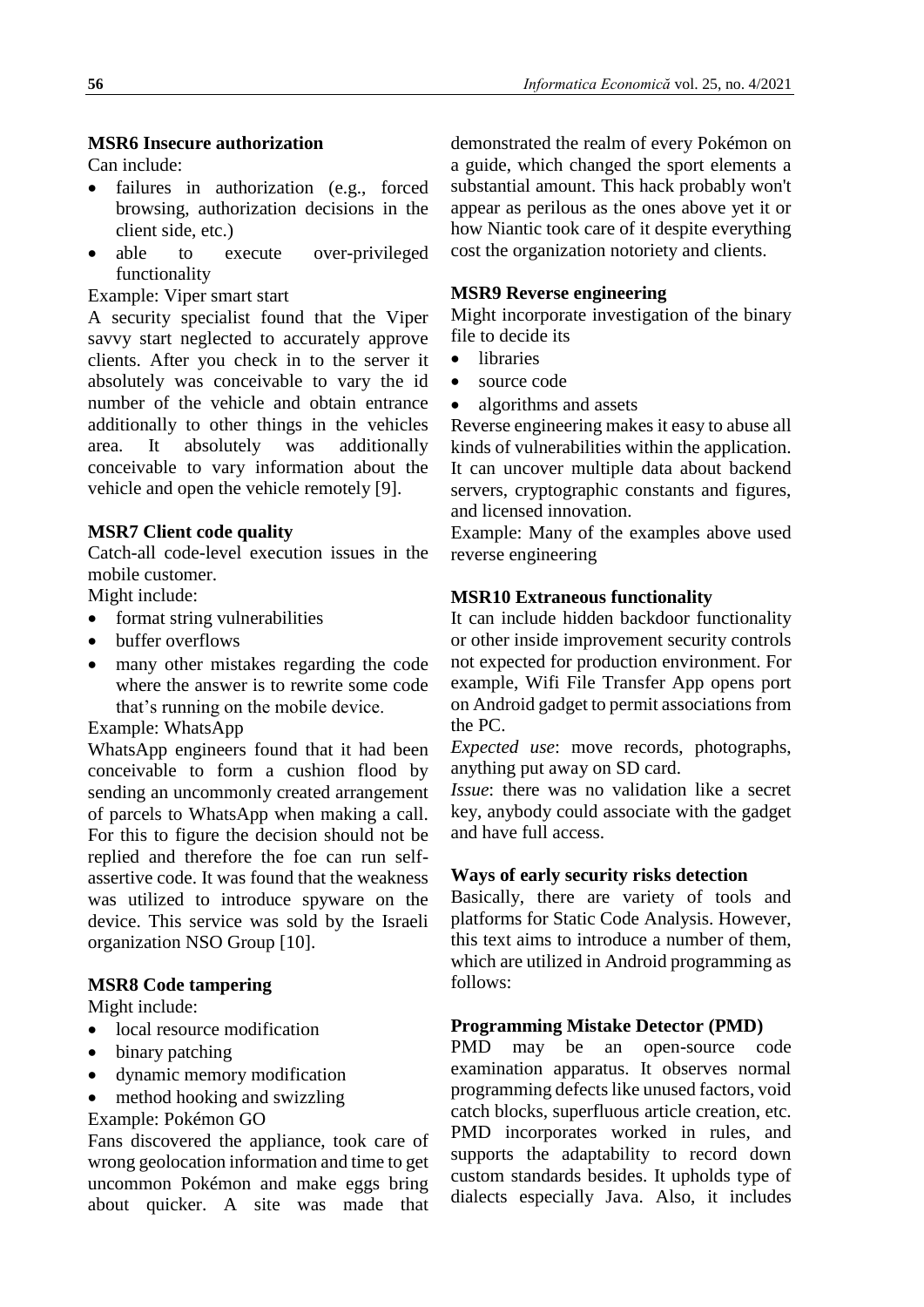**MSR6 Insecure authorization**

Can include:

- failures in authorization (e.g., forced browsing, authorization decisions in the client side, etc.)
- able to execute over-privileged functionality

Example: Viper smart start

A security specialist found that the Viper savvy start neglected to accurately approve clients. After you check in to the server it absolutely was conceivable to vary the id number of the vehicle and obtain entrance additionally to other things in the vehicles area. It absolutely was additionally conceivable to vary information about the vehicle and open the vehicle remotely [9].

**MSR7 Client code quality**

Catch-all code-level execution issues in the mobile customer.

Might include:

- format string vulnerabilities
- buffer overflows
- many other mistakes regarding the code where the answer is to rewrite some code that's running on the mobile device.

Example: WhatsApp

WhatsApp engineers found that it had been conceivable to form a cushion flood by sending an uncommonly created arrangement of parcels to WhatsApp when making a call. For this to figure the decision should not be replied and therefore the foe can run self-assertive code. It was found that the weakness was utilized to introduce spyware on the device. This service was sold by the Israeli organization NSO Group [10].

**MSR8 Code tampering**

Might include:

- local resource modification
- binary patching
- dynamic memory modification
- method hooking and swizzling

Example: Pokémon GO

Fans discovered the appliance, took care of wrong geolocation information and time to get uncommon Pokémon and make eggs bring about quicker. A site was made that demonstrated the realm of every Pokémon on a guide, which changed the sport elements a substantial amount. This hack probably won't appear as perilous as the ones above yet it or how Niantic took care of it despite everything cost the organization notoriety and clients.

**MSR9 Reverse engineering**

Might incorporate investigation of the binary file to decide its

- libraries
- source code
- algorithms and assets

Reverse engineering makes it easy to abuse all kinds of vulnerabilities within the application. It can uncover multiple data about backend servers, cryptographic constants and figures, and licensed innovation.

Example: Many of the examples above used reverse engineering

**MSR10 Extraneous functionality**

It can include hidden backdoor functionality or other inside improvement security controls not expected for production environment. For example, Wifi File Transfer App opens port on Android gadget to permit associations from the PC.

*Expected use*: move records, photographs, anything put away on SD card.

*Issue*: there was no validation like a secret key, anybody could associate with the gadget and have full access.

**Ways of early security risks detection**

Basically, there are variety of tools and platforms for Static Code Analysis. However, this text aims to introduce a number of them, which are utilized in Android programming as follows:

**Programming Mistake Detector (PMD)**

PMD may be an open-source code examination apparatus. It observes normal programming defects like unused factors, void catch blocks, superfluous article creation, etc. PMD incorporates worked in rules, and supports the adaptability to record down custom standards besides. It upholds type of dialects especially Java. Also, it includes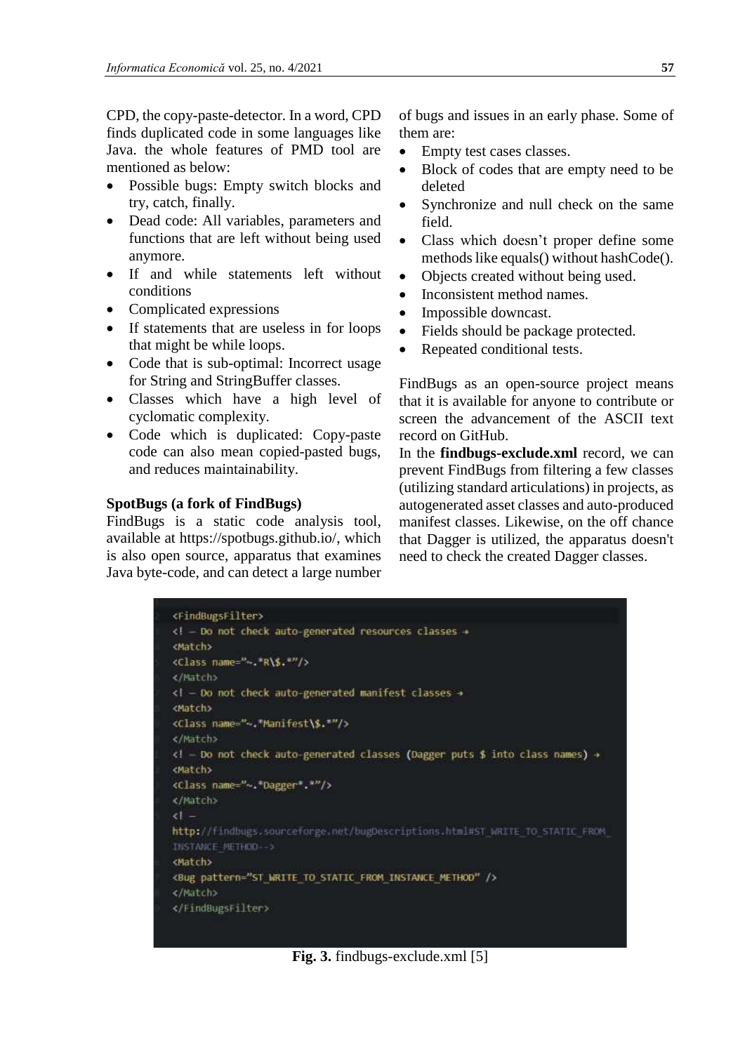CPD, the copy-paste-detector. In a word, CPD finds duplicated code in some languages like Java. the whole features of PMD tool are mentioned as below:

- Possible bugs: Empty switch blocks and try, catch, finally.
- Dead code: All variables, parameters and functions that are left without being used anymore.
- If and while statements left without conditions
- Complicated expressions
- If statements that are useless in for loops that might be while loops.
- Code that is sub-optimal: Incorrect usage for String and StringBuffer classes.
- Classes which have a high level of cyclomatic complexity.
- Code which is duplicated: Copy-paste code can also mean copied-pasted bugs, and reduces maintainability.

**SpotBugs (a fork of FindBugs)**

FindBugs is a static code analysis tool, available at https://spotbugs.github.io/, which is also open source, apparatus that examines Java byte-code, and can detect a large number of bugs and issues in an early phase. Some of them are:

- Empty test cases classes.
- Block of codes that are empty need to be deleted
- Synchronize and null check on the same field.
- Class which doesn't proper define some methods like equals() without hashCode().
- Objects created without being used.
- Inconsistent method names.
- Impossible downcast.
- Fields should be package protected.
- Repeated conditional tests.

FindBugs as an open-source project means that it is available for anyone to contribute or screen the advancement of the ASCII text record on GitHub.

In the **findbugs-exclude.xml** record, we can prevent FindBugs from filtering a few classes (utilizing standard articulations) in projects, as autogenerated asset classes and auto-produced manifest classes. Likewise, on the off chance that Dagger is utilized, the apparatus doesn't need to check the created Dagger classes.

```
<FindBugsFilter>
<! – Do not check auto-generated resources classes →
<Match>
<Class name="~.*R\$.*"/>
</Match>
<! – Do not check auto-generated manifest classes →
<Match>
<Class name="~.*Manifest\$.*"/>
</Match>
<! – Do not check auto-generated classes (Dagger puts $ into class names) →
<Match>
<Class name="~.*Dagger*.*"/>
</Match>
<! –
http://findbugs.sourceforge.net/bugDescriptions.html#ST_WRITE_TO_STATIC_FROM_
INSTANCE_METHOD-->
<Match>
<Bug pattern="ST_WRITE_TO_STATIC_FROM_INSTANCE_METHOD" />
</Match>
</FindBugsFilter>
```

**Fig. 3.** findbugs-exclude.xml [5]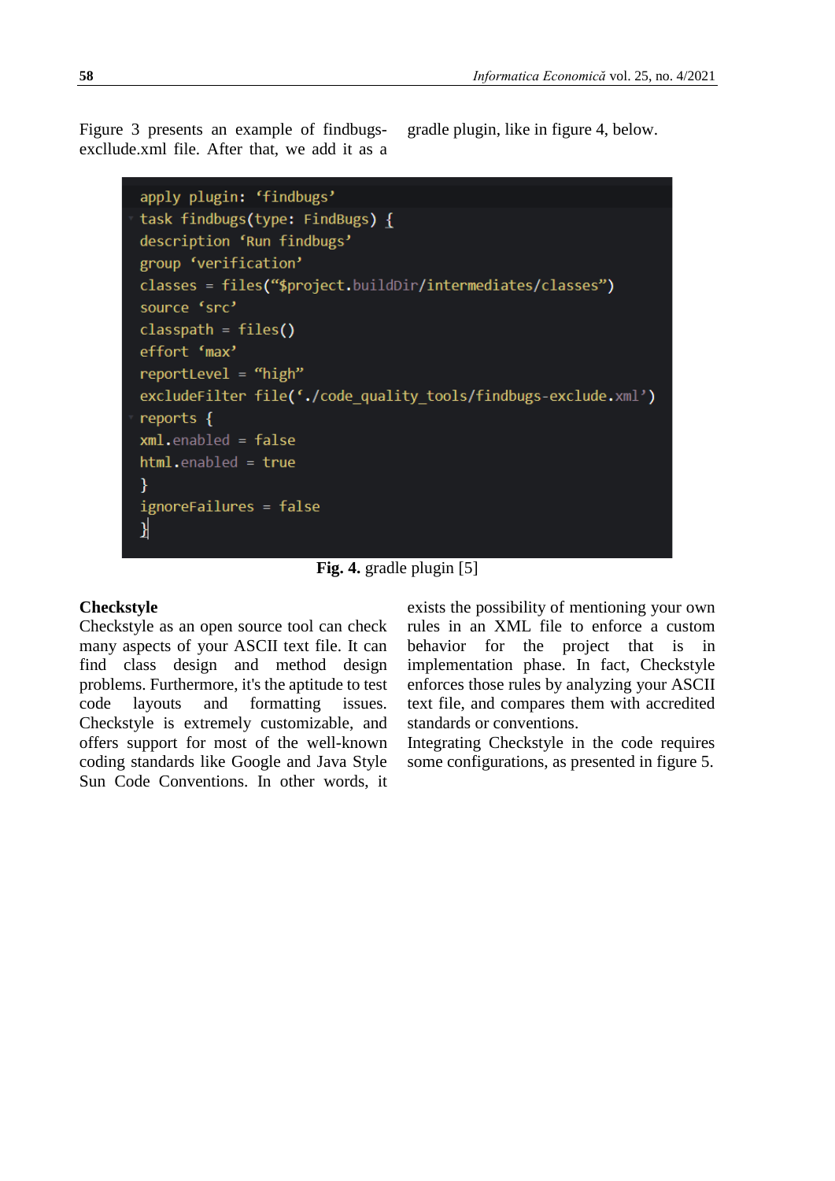Figure 3 presents an example of findbugs-excllude.xml file. After that, we add it as a gradle plugin, like in figure 4, below.

```
apply plugin: ‘findbugs’
task findbugs(type: FindBugs) {
description ‘Run findbugs’
group ‘verification’
classes = files(“$project.buildDir/intermediates/classes”)
source ‘src’
classpath = files()
effort ‘max’
reportLevel = “high”
excludeFilter file(‘./code_quality_tools/findbugs-exclude.xml’)
reports {
xml.enabled = false
html.enabled = true
}
ignoreFailures = false
}
```

**Fig. 4.** gradle plugin [5]

**Checkstyle**

Checkstyle as an open source tool can check many aspects of your ASCII text file. It can find class design and method design problems. Furthermore, it's the aptitude to test code layouts and formatting issues. Checkstyle is extremely customizable, and offers support for most of the well-known coding standards like Google and Java Style Sun Code Conventions. In other words, it exists the possibility of mentioning your own rules in an XML file to enforce a custom behavior for the project that is in implementation phase. In fact, Checkstyle enforces those rules by analyzing your ASCII text file, and compares them with accredited standards or conventions.

Integrating Checkstyle in the code requires some configurations, as presented in figure 5.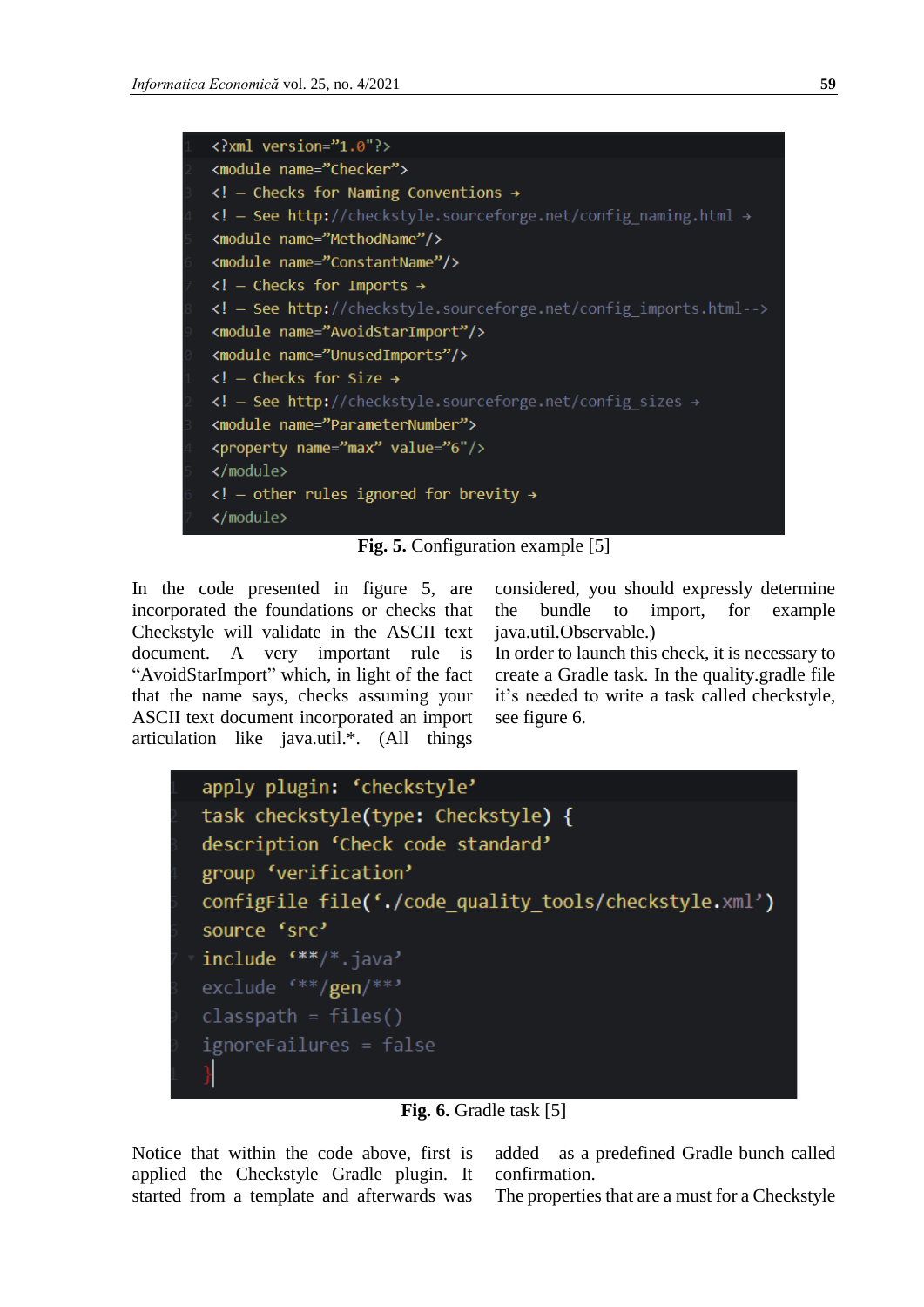```
<?xml version="1.0"?>
<module name="Checker">
<! – Checks for Naming Conventions →
<! – See http://checkstyle.sourceforge.net/config_naming.html →
<module name="MethodName"/>
<module name="ConstantName"/>
<! – Checks for Imports →
<! – See http://checkstyle.sourceforge.net/config_imports.html-->
<module name="AvoidStarImport"/>
<module name="UnusedImports"/>
<! – Checks for Size →
<! – See http://checkstyle.sourceforge.net/config_sizes →
<module name="ParameterNumber">
<property name="max" value="6"/>
</module>
<! – other rules ignored for brevity →
</module>
```

**Fig. 5.** Configuration example [5]

In the code presented in figure 5, are incorporated the foundations or checks that Checkstyle will validate in the ASCII text document. A very important rule is "AvoidStarImport" which, in light of the fact that the name says, checks assuming your ASCII text document incorporated an import articulation like java.util.*. (All things considered, you should expressly determine the bundle to import, for example java.util.Observable.)

In order to launch this check, it is necessary to create a Gradle task. In the quality.gradle file it's needed to write a task called checkstyle, see figure 6.

```
apply plugin: 'checkstyle'
task checkstyle(type: Checkstyle) {
description 'Check code standard'
group 'verification'
configFile file('./code_quality_tools/checkstyle.xml')
source 'src'
include '**/*.java'
exclude '**/gen/**'
classpath = files()
ignoreFailures = false
}
```

**Fig. 6.** Gradle task [5]

Notice that within the code above, first is applied the Checkstyle Gradle plugin. It started from a template and afterwards was added as a predefined Gradle bunch called confirmation.

The properties that are a must for a Checkstyle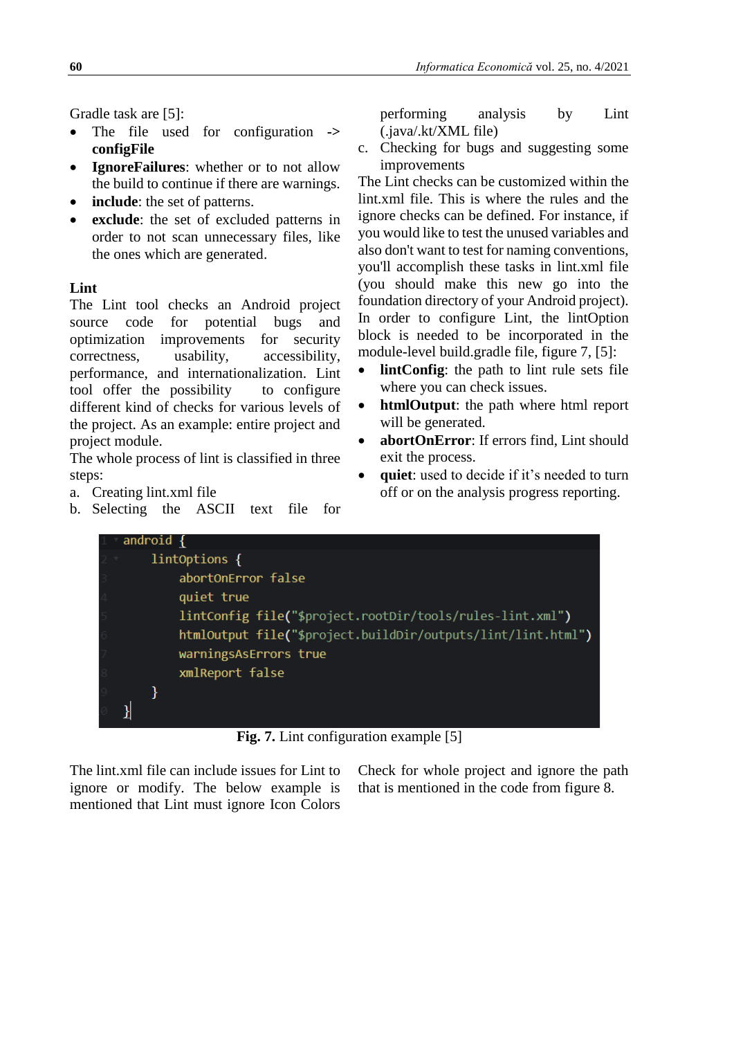Gradle task are [5]:

- The file used for configuration -> **configFile**
- **IgnoreFailures**: whether or to not allow the build to continue if there are warnings.
- **include**: the set of patterns.
- **exclude**: the set of excluded patterns in order to not scan unnecessary files, like the ones which are generated.

**Lint**

The Lint tool checks an Android project source code for potential bugs and optimization improvements for security correctness, usability, accessibility, performance, and internationalization. Lint tool offer the possibility to configure different kind of checks for various levels of the project. As an example: entire project and project module.

The whole process of lint is classified in three steps:

a. Creating lint.xml file
b. Selecting the ASCII text file for performing analysis by Lint (.java/.kt/XML file)
c. Checking for bugs and suggesting some improvements

The Lint checks can be customized within the lint.xml file. This is where the rules and the ignore checks can be defined. For instance, if you would like to test the unused variables and also don't want to test for naming conventions, you'll accomplish these tasks in lint.xml file (you should make this new go into the foundation directory of your Android project).

In order to configure Lint, the lintOption block is needed to be incorporated in the module-level build.gradle file, figure 7, [5]:

- **lintConfig**: the path to lint rule sets file where you can check issues.
- **htmlOutput**: the path where html report will be generated.
- **abortOnError**: If errors find, Lint should exit the process.
- **quiet**: used to decide if it's needed to turn off or on the analysis progress reporting.

```
android {
    lintOptions {
        abortOnError false
        quiet true
        lintConfig file("$project.rootDir/tools/rules-lint.xml")
        htmlOutput file("$project.buildDir/outputs/lint/lint.html")
        warningsAsErrors true
        xmlReport false
    }
}
```

**Fig. 7.** Lint configuration example [5]

The lint.xml file can include issues for Lint to ignore or modify. The below example is mentioned that Lint must ignore Icon Colors Check for whole project and ignore the path that is mentioned in the code from figure 8.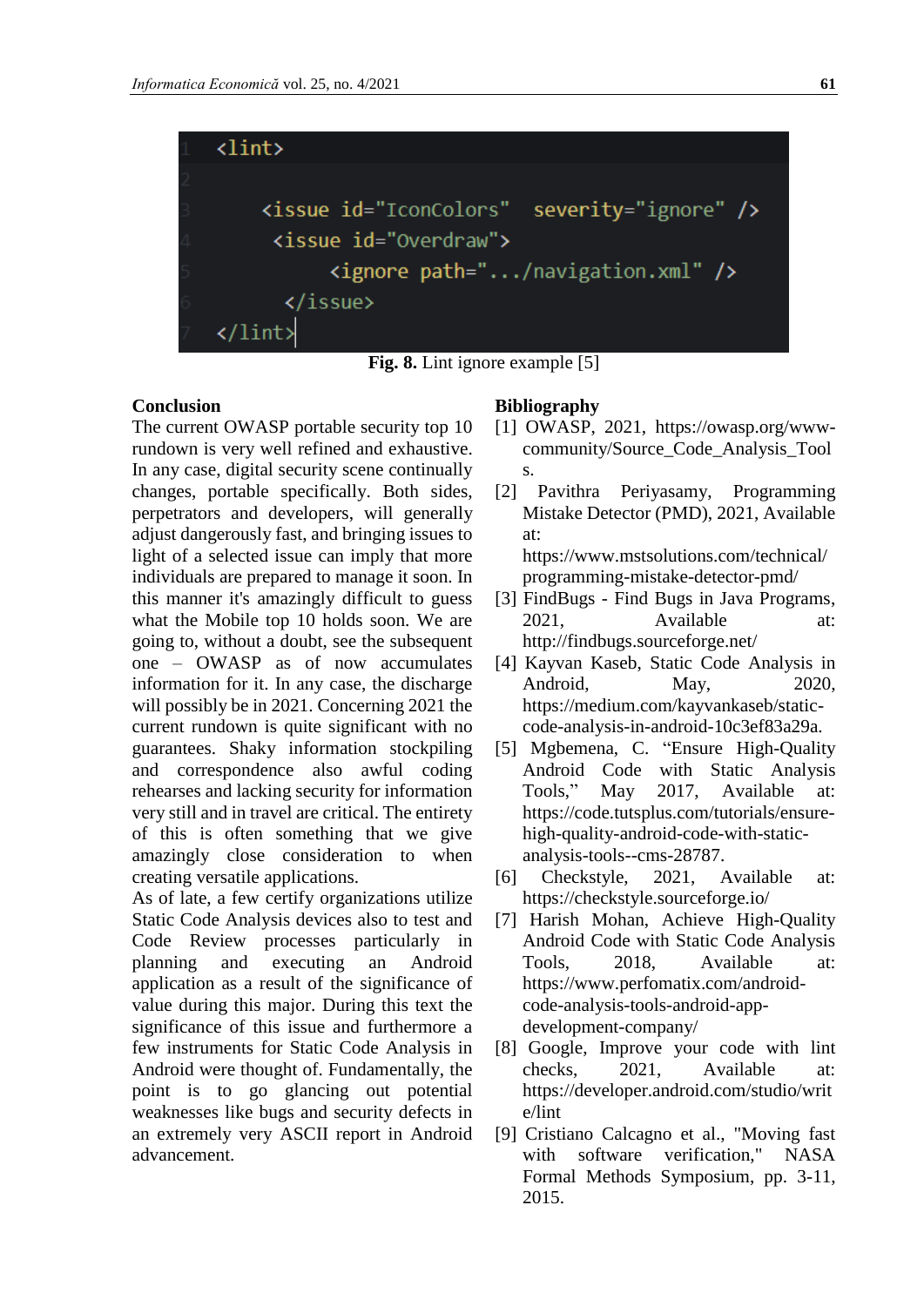```
<lint>

    <issue id="IconColors"  severity="ignore" />
     <issue id="Overdraw">
          <ignore path=".../navigation.xml" />
      </issue>
</lint>
```

**Fig. 8.** Lint ignore example [5]

## Conclusion

The current OWASP portable security top 10 rundown is very well refined and exhaustive. In any case, digital security scene continually changes, portable specifically. Both sides, perpetrators and developers, will generally adjust dangerously fast, and bringing issues to light of a selected issue can imply that more individuals are prepared to manage it soon. In this manner it's amazingly difficult to guess what the Mobile top 10 holds soon. We are going to, without a doubt, see the subsequent one – OWASP as of now accumulates information for it. In any case, the discharge will possibly be in 2021. Concerning 2021 the current rundown is quite significant with no guarantees. Shaky information stockpiling and correspondence also awful coding rehearses and lacking security for information very still and in travel are critical. The entirety of this is often something that we give amazingly close consideration to when creating versatile applications.

As of late, a few certify organizations utilize Static Code Analysis devices also to test and Code Review processes particularly in planning and executing an Android application as a result of the significance of value during this major. During this text the significance of this issue and furthermore a few instruments for Static Code Analysis in Android were thought of. Fundamentally, the point is to go glancing out potential weaknesses like bugs and security defects in an extremely very ASCII report in Android advancement.

## Bibliography

[1] OWASP, 2021, https://owasp.org/www-community/Source_Code_Analysis_Tools.

[2] Pavithra Periyasamy, Programming Mistake Detector (PMD), 2021, Available at: https://www.mstsolutions.com/technical/programming-mistake-detector-pmd/

[3] FindBugs - Find Bugs in Java Programs, 2021, Available at: http://findbugs.sourceforge.net/

[4] Kayvan Kaseb, Static Code Analysis in Android, May, 2020, https://medium.com/kayvankaseb/static-code-analysis-in-android-10c3ef83a29a.

[5] Mgbemena, C. "Ensure High-Quality Android Code with Static Analysis Tools," May 2017, Available at: https://code.tutsplus.com/tutorials/ensure-high-quality-android-code-with-static-analysis-tools--cms-28787.

[6] Checkstyle, 2021, Available at: https://checkstyle.sourceforge.io/

[7] Harish Mohan, Achieve High-Quality Android Code with Static Code Analysis Tools, 2018, Available at: https://www.perfomatix.com/android-code-analysis-tools-android-app-development-company/

[8] Google, Improve your code with lint checks, 2021, Available at: https://developer.android.com/studio/write/lint

[9] Cristiano Calcagno et al., "Moving fast with software verification," NASA Formal Methods Symposium, pp. 3-11, 2015.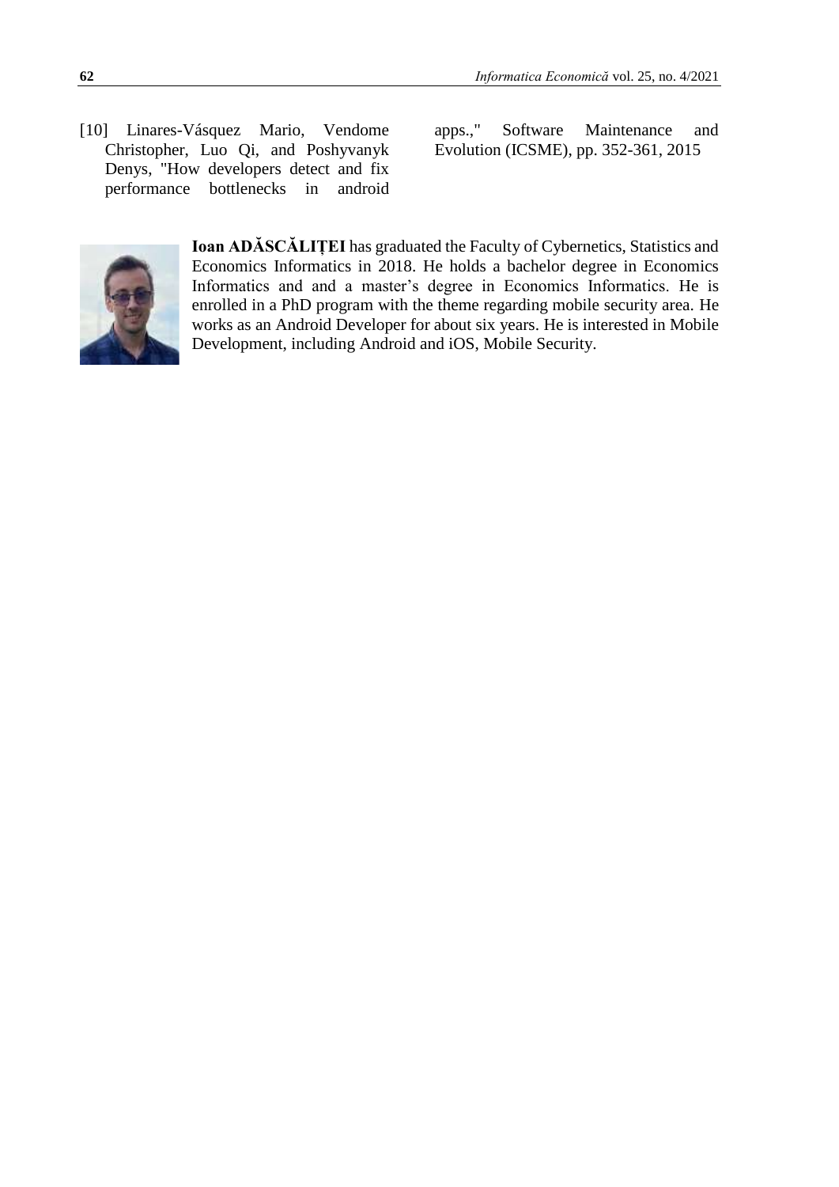[10] Linares-Vásquez Mario, Vendome Christopher, Luo Qi, and Poshyvanyk Denys, "How developers detect and fix performance bottlenecks in android apps.," Software Maintenance and Evolution (ICSME), pp. 352-361, 2015

**Ioan ADĂSCĂLIȚEI** has graduated the Faculty of Cybernetics, Statistics and Economics Informatics in 2018. He holds a bachelor degree in Economics Informatics and and a master's degree in Economics Informatics. He is enrolled in a PhD program with the theme regarding mobile security area. He works as an Android Developer for about six years. He is interested in Mobile Development, including Android and iOS, Mobile Security.